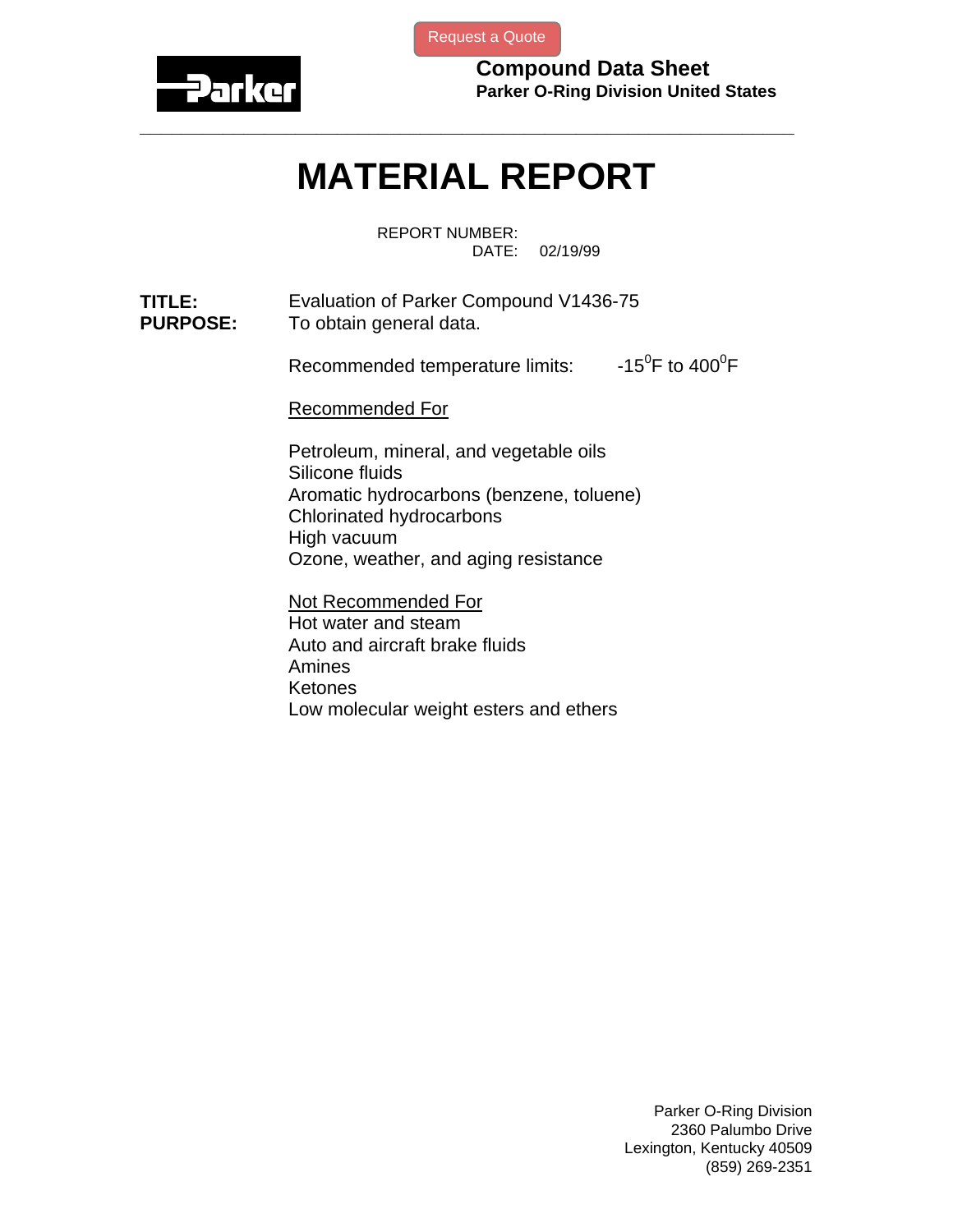Request a Quote

**Compound Data Sheet**
**Parker O-Ring Division United States**

# MATERIAL REPORT

REPORT NUMBER:
DATE: 02/19/99

**TITLE:** Evaluation of Parker Compound V1436-75

**PURPOSE:** To obtain general data.

Recommended temperature limits: $-15^0$F to $400^0$F

Recommended For

Petroleum, mineral, and vegetable oils
Silicone fluids
Aromatic hydrocarbons (benzene, toluene)
Chlorinated hydrocarbons
High vacuum
Ozone, weather, and aging resistance

Not Recommended For

Hot water and steam
Auto and aircraft brake fluids
Amines
Ketones
Low molecular weight esters and ethers

Parker O-Ring Division
2360 Palumbo Drive
Lexington, Kentucky 40509
(859) 269-2351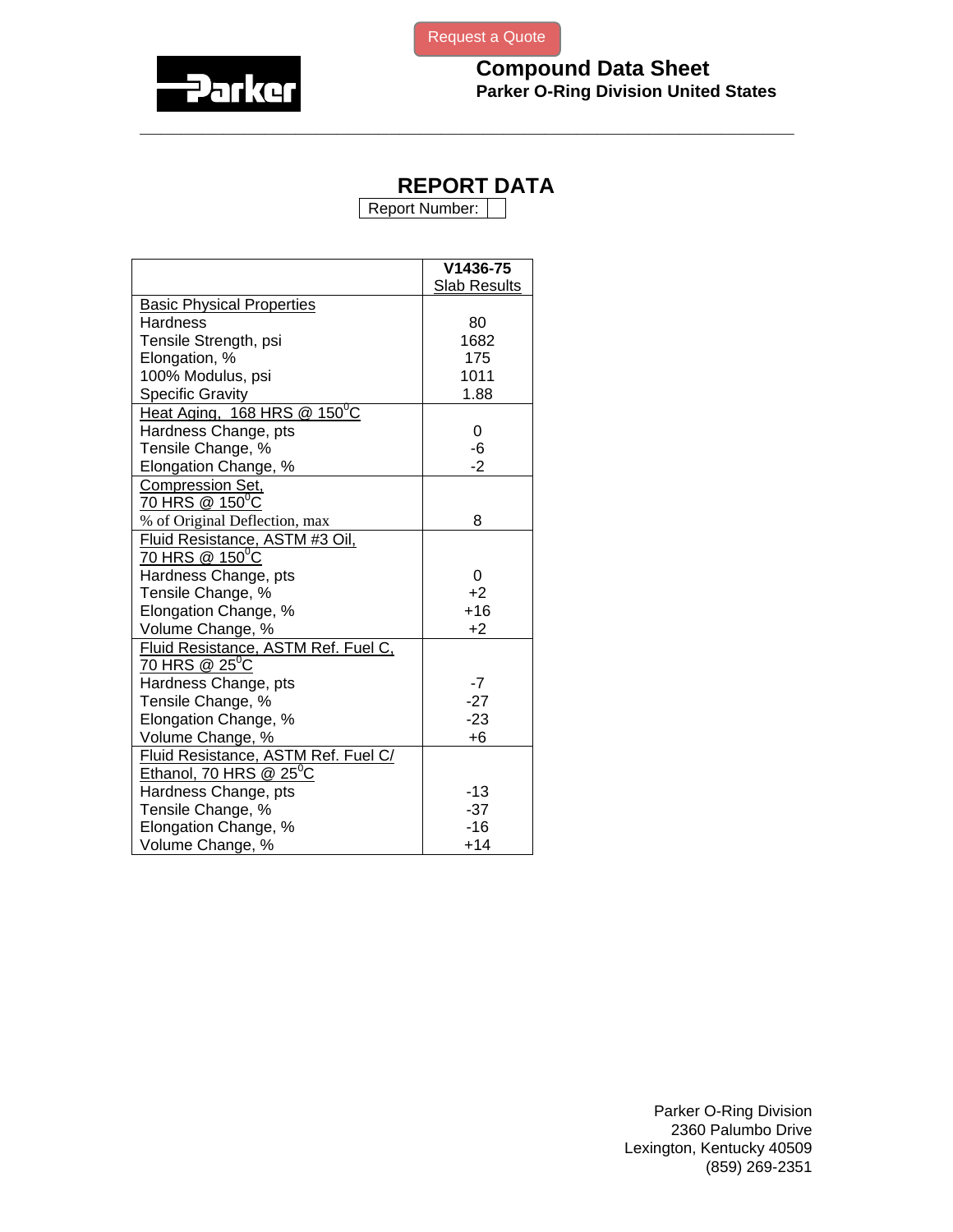Request a Quote

# Compound Data Sheet

**Parker O-Ring Division United States**

## REPORT DATA

Report Number:

| | V1436-75 Slab Results |
|---|---|
| Basic Physical Properties | |
| Hardness | 80 |
| Tensile Strength, psi | 1682 |
| Elongation, % | 175 |
| 100% Modulus, psi | 1011 |
| Specific Gravity | 1.88 |
| Heat Aging, 168 HRS @ 150$^0$C | |
| Hardness Change, pts | 0 |
| Tensile Change, % | -6 |
| Elongation Change, % | -2 |
| Compression Set, 70 HRS @ 150$^0$C | |
| % of Original Deflection, max | 8 |
| Fluid Resistance, ASTM #3 Oil, 70 HRS @ 150$^0$C | |
| Hardness Change, pts | 0 |
| Tensile Change, % | +2 |
| Elongation Change, % | +16 |
| Volume Change, % | +2 |
| Fluid Resistance, ASTM Ref. Fuel C, 70 HRS @ 25$^0$C | |
| Hardness Change, pts | -7 |
| Tensile Change, % | -27 |
| Elongation Change, % | -23 |
| Volume Change, % | +6 |
| Fluid Resistance, ASTM Ref. Fuel C/ Ethanol, 70 HRS @ 25$^0$C | |
| Hardness Change, pts | -13 |
| Tensile Change, % | -37 |
| Elongation Change, % | -16 |
| Volume Change, % | +14 |

Parker O-Ring Division
2360 Palumbo Drive
Lexington, Kentucky 40509
(859) 269-2351